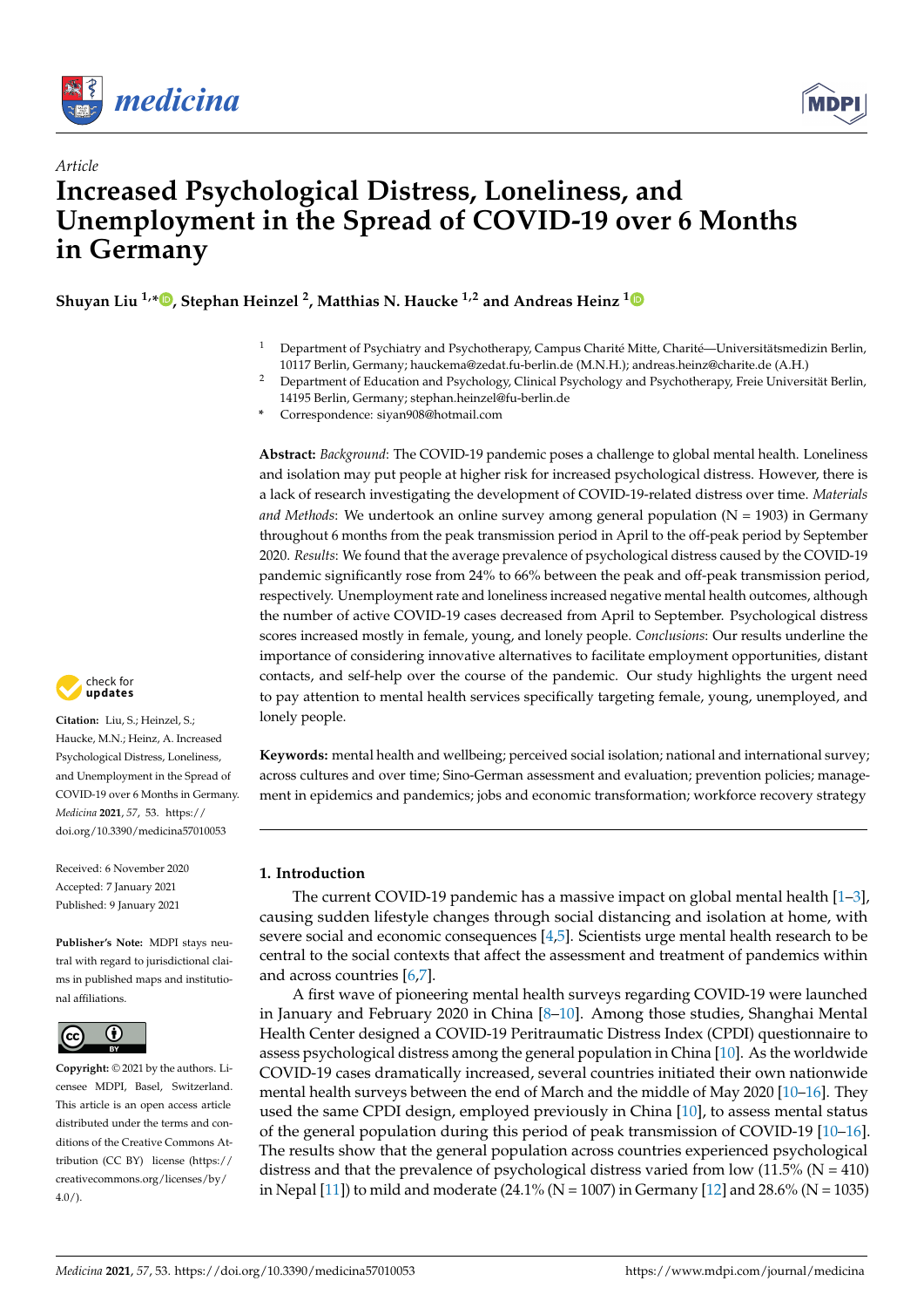*Article*

# Increased Psychological Distress, Loneliness, and Unemployment in the Spread of COVID-19 over 6 Months in Germany

**Shuyan Liu [1,*], Stephan Heinzel [2], Matthias N. Haucke [1,2] and Andreas Heinz [1]**

[1] Department of Psychiatry and Psychotherapy, Campus Charité Mitte, Charité—Universitätsmedizin Berlin, 10117 Berlin, Germany; hauckema@zedat.fu-berlin.de (M.N.H.); andreas.heinz@charite.de (A.H.)

[2] Department of Education and Psychology, Clinical Psychology and Psychotherapy, Freie Universität Berlin, 14195 Berlin, Germany; stephan.heinzel@fu-berlin.de

* Correspondence: siyan908@hotmail.com

**Abstract:** *Background*: The COVID-19 pandemic poses a challenge to global mental health. Loneliness and isolation may put people at higher risk for increased psychological distress. However, there is a lack of research investigating the development of COVID-19-related distress over time. *Materials and Methods*: We undertook an online survey among general population (N = 1903) in Germany throughout 6 months from the peak transmission period in April to the off-peak period by September 2020. *Results*: We found that the average prevalence of psychological distress caused by the COVID-19 pandemic significantly rose from 24% to 66% between the peak and off-peak transmission period, respectively. Unemployment rate and loneliness increased negative mental health outcomes, although the number of active COVID-19 cases decreased from April to September. Psychological distress scores increased mostly in female, young, and lonely people. *Conclusions*: Our results underline the importance of considering innovative alternatives to facilitate employment opportunities, distant contacts, and self-help over the course of the pandemic. Our study highlights the urgent need to pay attention to mental health services specifically targeting female, young, unemployed, and lonely people.

**Keywords:** mental health and wellbeing; perceived social isolation; national and international survey; across cultures and over time; Sino-German assessment and evaluation; prevention policies; management in epidemics and pandemics; jobs and economic transformation; workforce recovery strategy

**Citation:** Liu, S.; Heinzel, S.; Haucke, M.N.; Heinz, A. Increased Psychological Distress, Loneliness, and Unemployment in the Spread of COVID-19 over 6 Months in Germany. *Medicina* **2021**, *57*, 53. https://doi.org/10.3390/medicina57010053

Received: 6 November 2020
Accepted: 7 January 2021
Published: 9 January 2021

**Publisher's Note:** MDPI stays neutral with regard to jurisdictional claims in published maps and institutional affiliations.

**Copyright:** © 2021 by the authors. Licensee MDPI, Basel, Switzerland. This article is an open access article distributed under the terms and conditions of the Creative Commons Attribution (CC BY) license (https://creativecommons.org/licenses/by/4.0/).

## 1. Introduction

The current COVID-19 pandemic has a massive impact on global mental health [1–3], causing sudden lifestyle changes through social distancing and isolation at home, with severe social and economic consequences [4,5]. Scientists urge mental health research to be central to the social contexts that affect the assessment and treatment of pandemics within and across countries [6,7].

A first wave of pioneering mental health surveys regarding COVID-19 were launched in January and February 2020 in China [8–10]. Among those studies, Shanghai Mental Health Center designed a COVID-19 Peritraumatic Distress Index (CPDI) questionnaire to assess psychological distress among the general population in China [10]. As the worldwide COVID-19 cases dramatically increased, several countries initiated their own nationwide mental health surveys between the end of March and the middle of May 2020 [10–16]. They used the same CPDI design, employed previously in China [10], to assess mental status of the general population during this period of peak transmission of COVID-19 [10–16]. The results show that the general population across countries experienced psychological distress and that the prevalence of psychological distress varied from low (11.5% (N = 410) in Nepal [11]) to mild and moderate (24.1% (N = 1007) in Germany [12] and 28.6% (N = 1035)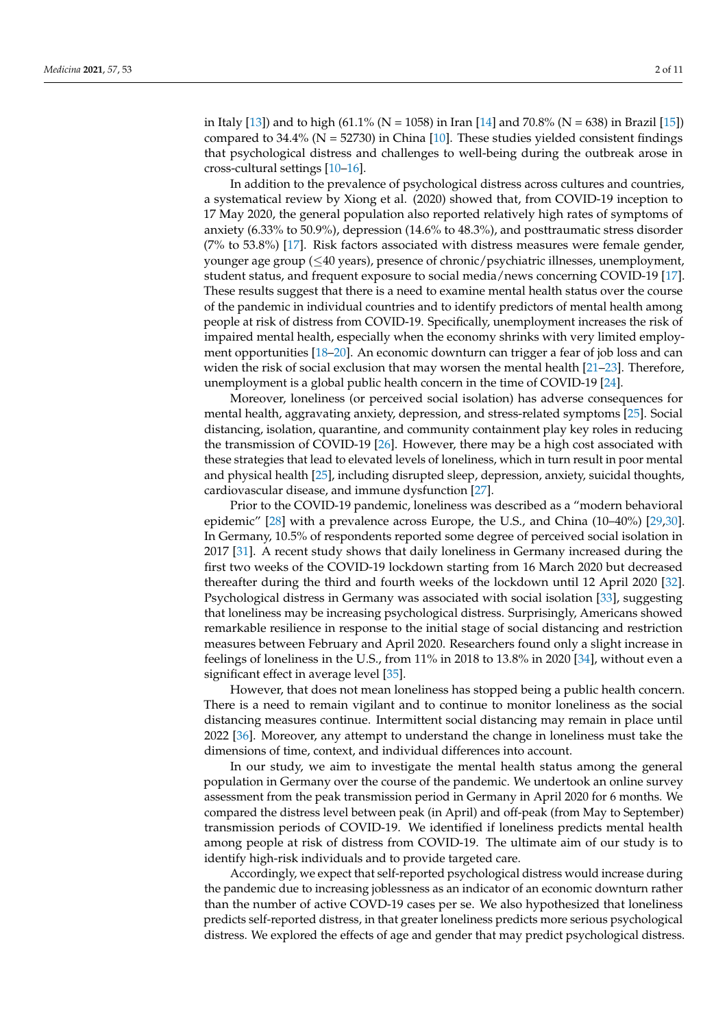in Italy [13]) and to high (61.1% (N = 1058) in Iran [14] and 70.8% (N = 638) in Brazil [15]) compared to 34.4% (N = 52730) in China [10]. These studies yielded consistent findings that psychological distress and challenges to well-being during the outbreak arose in cross-cultural settings [10–16].

In addition to the prevalence of psychological distress across cultures and countries, a systematical review by Xiong et al. (2020) showed that, from COVID-19 inception to 17 May 2020, the general population also reported relatively high rates of symptoms of anxiety (6.33% to 50.9%), depression (14.6% to 48.3%), and posttraumatic stress disorder (7% to 53.8%) [17]. Risk factors associated with distress measures were female gender, younger age group ($\leq$40 years), presence of chronic/psychiatric illnesses, unemployment, student status, and frequent exposure to social media/news concerning COVID-19 [17]. These results suggest that there is a need to examine mental health status over the course of the pandemic in individual countries and to identify predictors of mental health among people at risk of distress from COVID-19. Specifically, unemployment increases the risk of impaired mental health, especially when the economy shrinks with very limited employment opportunities [18–20]. An economic downturn can trigger a fear of job loss and can widen the risk of social exclusion that may worsen the mental health [21–23]. Therefore, unemployment is a global public health concern in the time of COVID-19 [24].

Moreover, loneliness (or perceived social isolation) has adverse consequences for mental health, aggravating anxiety, depression, and stress-related symptoms [25]. Social distancing, isolation, quarantine, and community containment play key roles in reducing the transmission of COVID-19 [26]. However, there may be a high cost associated with these strategies that lead to elevated levels of loneliness, which in turn result in poor mental and physical health [25], including disrupted sleep, depression, anxiety, suicidal thoughts, cardiovascular disease, and immune dysfunction [27].

Prior to the COVID-19 pandemic, loneliness was described as a "modern behavioral epidemic" [28] with a prevalence across Europe, the U.S., and China (10–40%) [29,30]. In Germany, 10.5% of respondents reported some degree of perceived social isolation in 2017 [31]. A recent study shows that daily loneliness in Germany increased during the first two weeks of the COVID-19 lockdown starting from 16 March 2020 but decreased thereafter during the third and fourth weeks of the lockdown until 12 April 2020 [32]. Psychological distress in Germany was associated with social isolation [33], suggesting that loneliness may be increasing psychological distress. Surprisingly, Americans showed remarkable resilience in response to the initial stage of social distancing and restriction measures between February and April 2020. Researchers found only a slight increase in feelings of loneliness in the U.S., from 11% in 2018 to 13.8% in 2020 [34], without even a significant effect in average level [35].

However, that does not mean loneliness has stopped being a public health concern. There is a need to remain vigilant and to continue to monitor loneliness as the social distancing measures continue. Intermittent social distancing may remain in place until 2022 [36]. Moreover, any attempt to understand the change in loneliness must take the dimensions of time, context, and individual differences into account.

In our study, we aim to investigate the mental health status among the general population in Germany over the course of the pandemic. We undertook an online survey assessment from the peak transmission period in Germany in April 2020 for 6 months. We compared the distress level between peak (in April) and off-peak (from May to September) transmission periods of COVID-19. We identified if loneliness predicts mental health among people at risk of distress from COVID-19. The ultimate aim of our study is to identify high-risk individuals and to provide targeted care.

Accordingly, we expect that self-reported psychological distress would increase during the pandemic due to increasing joblessness as an indicator of an economic downturn rather than the number of active COVD-19 cases per se. We also hypothesized that loneliness predicts self-reported distress, in that greater loneliness predicts more serious psychological distress. We explored the effects of age and gender that may predict psychological distress.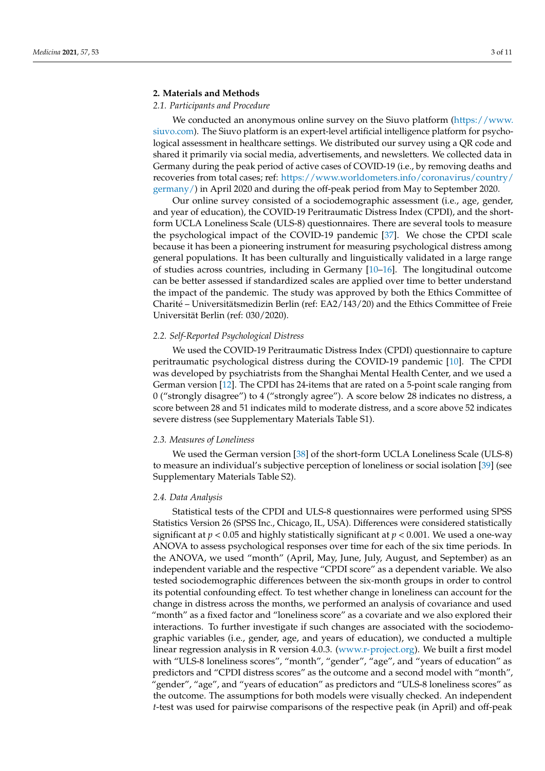## 2. Materials and Methods

### 2.1. Participants and Procedure

We conducted an anonymous online survey on the Siuvo platform (https://www.siuvo.com). The Siuvo platform is an expert-level artificial intelligence platform for psychological assessment in healthcare settings. We distributed our survey using a QR code and shared it primarily via social media, advertisements, and newsletters. We collected data in Germany during the peak period of active cases of COVID-19 (i.e., by removing deaths and recoveries from total cases; ref: https://www.worldometers.info/coronavirus/country/germany/) in April 2020 and during the off-peak period from May to September 2020.

Our online survey consisted of a sociodemographic assessment (i.e., age, gender, and year of education), the COVID-19 Peritraumatic Distress Index (CPDI), and the short-form UCLA Loneliness Scale (ULS-8) questionnaires. There are several tools to measure the psychological impact of the COVID-19 pandemic [37]. We chose the CPDI scale because it has been a pioneering instrument for measuring psychological distress among general populations. It has been culturally and linguistically validated in a large range of studies across countries, including in Germany [10–16]. The longitudinal outcome can be better assessed if standardized scales are applied over time to better understand the impact of the pandemic. The study was approved by both the Ethics Committee of Charité – Universitätsmedizin Berlin (ref: EA2/143/20) and the Ethics Committee of Freie Universität Berlin (ref: 030/2020).

### 2.2. Self-Reported Psychological Distress

We used the COVID-19 Peritraumatic Distress Index (CPDI) questionnaire to capture peritraumatic psychological distress during the COVID-19 pandemic [10]. The CPDI was developed by psychiatrists from the Shanghai Mental Health Center, and we used a German version [12]. The CPDI has 24-items that are rated on a 5-point scale ranging from 0 ("strongly disagree") to 4 ("strongly agree"). A score below 28 indicates no distress, a score between 28 and 51 indicates mild to moderate distress, and a score above 52 indicates severe distress (see Supplementary Materials Table S1).

### 2.3. Measures of Loneliness

We used the German version [38] of the short-form UCLA Loneliness Scale (ULS-8) to measure an individual's subjective perception of loneliness or social isolation [39] (see Supplementary Materials Table S2).

### 2.4. Data Analysis

Statistical tests of the CPDI and ULS-8 questionnaires were performed using SPSS Statistics Version 26 (SPSS Inc., Chicago, IL, USA). Differences were considered statistically significant at $p < 0.05$ and highly statistically significant at $p < 0.001$. We used a one-way ANOVA to assess psychological responses over time for each of the six time periods. In the ANOVA, we used "month" (April, May, June, July, August, and September) as an independent variable and the respective "CPDI score" as a dependent variable. We also tested sociodemographic differences between the six-month groups in order to control its potential confounding effect. To test whether change in loneliness can account for the change in distress across the months, we performed an analysis of covariance and used "month" as a fixed factor and "loneliness score" as a covariate and we also explored their interactions. To further investigate if such changes are associated with the sociodemographic variables (i.e., gender, age, and years of education), we conducted a multiple linear regression analysis in R version 4.0.3. (www.r-project.org). We built a first model with "ULS-8 loneliness scores", "month", "gender", "age", and "years of education" as predictors and "CPDI distress scores" as the outcome and a second model with "month", "gender", "age", and "years of education" as predictors and "ULS-8 loneliness scores" as the outcome. The assumptions for both models were visually checked. An independent *t*-test was used for pairwise comparisons of the respective peak (in April) and off-peak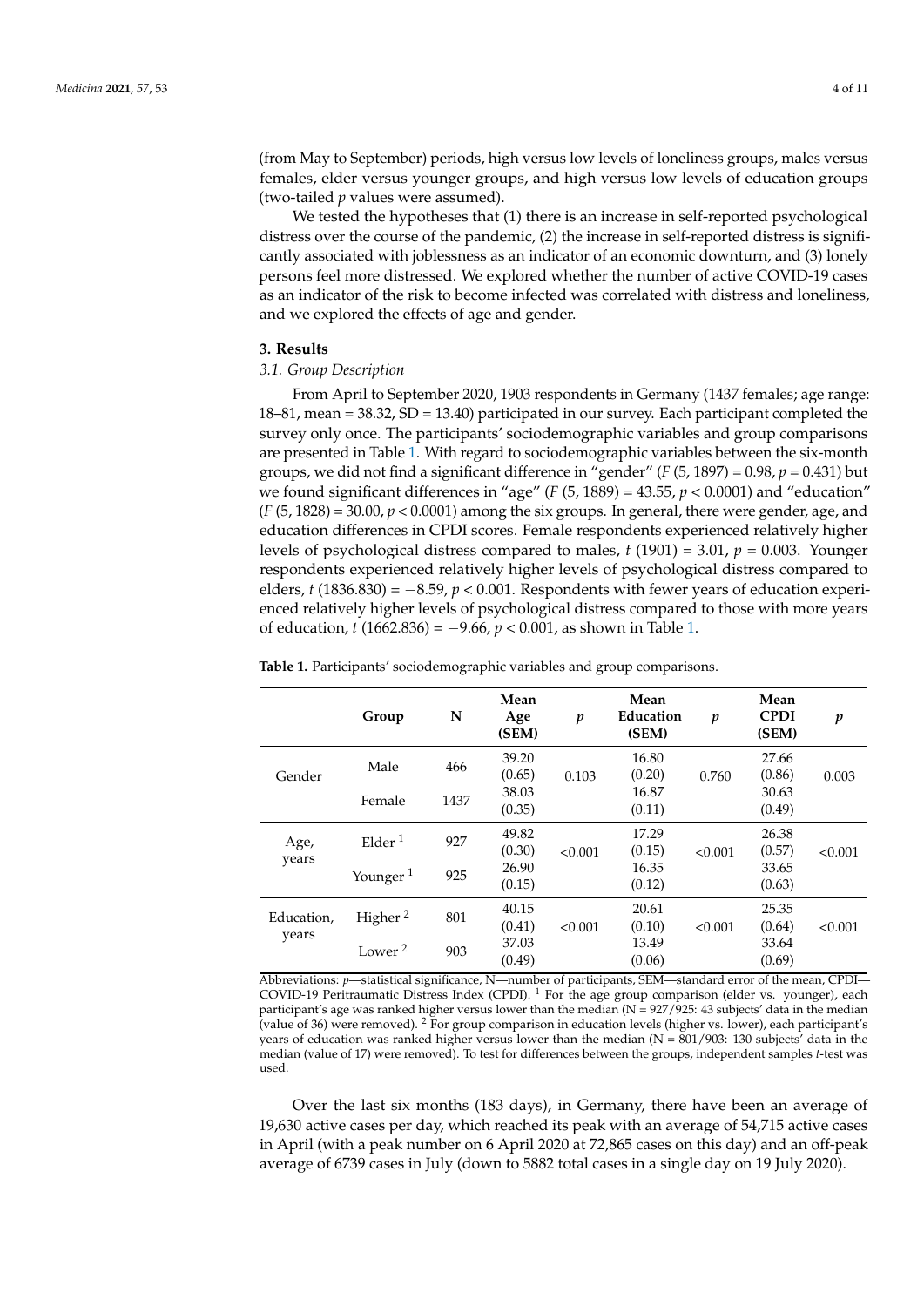(from May to September) periods, high versus low levels of loneliness groups, males versus females, elder versus younger groups, and high versus low levels of education groups (two-tailed $p$ values were assumed).

We tested the hypotheses that (1) there is an increase in self-reported psychological distress over the course of the pandemic, (2) the increase in self-reported distress is significantly associated with joblessness as an indicator of an economic downturn, and (3) lonely persons feel more distressed. We explored whether the number of active COVID-19 cases as an indicator of the risk to become infected was correlated with distress and loneliness, and we explored the effects of age and gender.

## 3. Results

### 3.1. Group Description

From April to September 2020, 1903 respondents in Germany (1437 females; age range: 18–81, mean = 38.32, SD = 13.40) participated in our survey. Each participant completed the survey only once. The participants' sociodemographic variables and group comparisons are presented in Table 1. With regard to sociodemographic variables between the six-month groups, we did not find a significant difference in "gender" ($F$ (5, 1897) = 0.98, $p$ = 0.431) but we found significant differences in "age" ($F$ (5, 1889) = 43.55, $p$ < 0.0001) and "education" ($F$ (5, 1828) = 30.00, $p$ < 0.0001) among the six groups. In general, there were gender, age, and education differences in CPDI scores. Female respondents experienced relatively higher levels of psychological distress compared to males, $t$ (1901) = 3.01, $p$ = 0.003. Younger respondents experienced relatively higher levels of psychological distress compared to elders, $t$ (1836.830) = −8.59, $p$ < 0.001. Respondents with fewer years of education experienced relatively higher levels of psychological distress compared to those with more years of education, $t$ (1662.836) = −9.66, $p$ < 0.001, as shown in Table 1.

**Table 1.** Participants' sociodemographic variables and group comparisons.

| | Group | N | Mean Age (SEM) | $p$ | Mean Education (SEM) | $p$ | Mean CPDI (SEM) | $p$ |
|---|---|---|---|---|---|---|---|---|
| Gender | Male | 466 | 39.20 (0.65) | 0.103 | 16.80 (0.20) | 0.760 | 27.66 (0.86) | 0.003 |
| | Female | 1437 | 38.03 (0.35) | | 16.87 (0.11) | | 30.63 (0.49) | |
| Age, years | Elder [1] | 927 | 49.82 (0.30) | <0.001 | 17.29 (0.15) | <0.001 | 26.38 (0.57) | <0.001 |
| | Younger [1] | 925 | 26.90 (0.15) | | 16.35 (0.12) | | 33.65 (0.63) | |
| Education, years | Higher [2] | 801 | 40.15 (0.41) | <0.001 | 20.61 (0.10) | <0.001 | 25.35 (0.64) | <0.001 |
| | Lower [2] | 903 | 37.03 (0.49) | | 13.49 (0.06) | | 33.64 (0.69) | |

Abbreviations: $p$—statistical significance, N—number of participants, SEM—standard error of the mean, CPDI—COVID-19 Peritraumatic Distress Index (CPDI). [1] For the age group comparison (elder vs. younger), each participant's age was ranked higher versus lower than the median (N = 927/925: 43 subjects' data in the median (value of 36) were removed). [2] For group comparison in education levels (higher vs. lower), each participant's years of education was ranked higher versus lower than the median (N = 801/903: 130 subjects' data in the median (value of 17) were removed). To test for differences between the groups, independent samples $t$-test was used.

Over the last six months (183 days), in Germany, there have been an average of 19,630 active cases per day, which reached its peak with an average of 54,715 active cases in April (with a peak number on 6 April 2020 at 72,865 cases on this day) and an off-peak average of 6739 cases in July (down to 5882 total cases in a single day on 19 July 2020).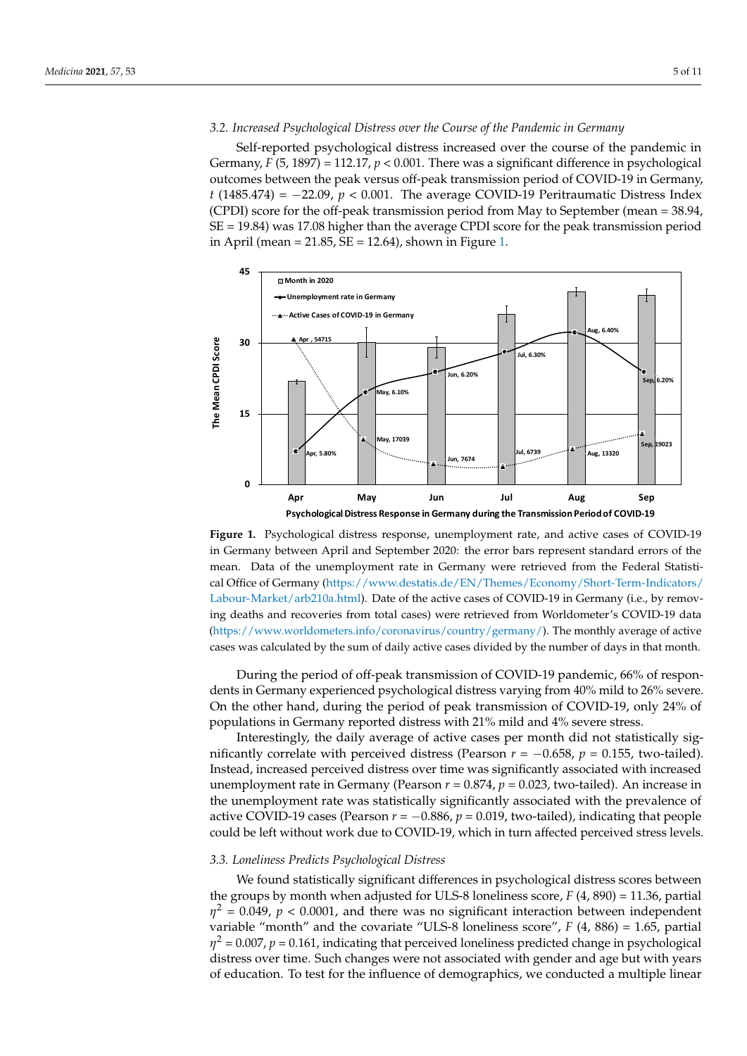### 3.2. Increased Psychological Distress over the Course of the Pandemic in Germany

Self-reported psychological distress increased over the course of the pandemic in Germany, $F$ (5, 1897) = 112.17, $p < 0.001$. There was a significant difference in psychological outcomes between the peak versus off-peak transmission period of COVID-19 in Germany, $t$ (1485.474) = −22.09, $p < 0.001$. The average COVID-19 Peritraumatic Distress Index (CPDI) score for the off-peak transmission period from May to September (mean = 38.94, SE = 19.84) was 17.08 higher than the average CPDI score for the peak transmission period in April (mean = 21.85, SE = 12.64), shown in Figure 1.

**Figure 1.** Psychological distress response, unemployment rate, and active cases of COVID-19 in Germany between April and September 2020: the error bars represent standard errors of the mean. Data of the unemployment rate in Germany were retrieved from the Federal Statistical Office of Germany (https://www.destatis.de/EN/Themes/Economy/Short-Term-Indicators/Labour-Market/arb210a.html). Date of the active cases of COVID-19 in Germany (i.e., by removing deaths and recoveries from total cases) were retrieved from Worldometer's COVID-19 data (https://www.worldometers.info/coronavirus/country/germany/). The monthly average of active cases was calculated by the sum of daily active cases divided by the number of days in that month.

During the period of off-peak transmission of COVID-19 pandemic, 66% of respondents in Germany experienced psychological distress varying from 40% mild to 26% severe. On the other hand, during the period of peak transmission of COVID-19, only 24% of populations in Germany reported distress with 21% mild and 4% severe stress.

Interestingly, the daily average of active cases per month did not statistically significantly correlate with perceived distress (Pearson $r = -0.658$, $p = 0.155$, two-tailed). Instead, increased perceived distress over time was significantly associated with increased unemployment rate in Germany (Pearson $r = 0.874$, $p = 0.023$, two-tailed). An increase in the unemployment rate was statistically significantly associated with the prevalence of active COVID-19 cases (Pearson $r = -0.886$, $p = 0.019$, two-tailed), indicating that people could be left without work due to COVID-19, which in turn affected perceived stress levels.

### 3.3. Loneliness Predicts Psychological Distress

We found statistically significant differences in psychological distress scores between the groups by month when adjusted for ULS-8 loneliness score, $F$ (4, 890) = 11.36, partial $\eta^2 = 0.049$, $p < 0.0001$, and there was no significant interaction between independent variable "month" and the covariate "ULS-8 loneliness score", $F$ (4, 886) = 1.65, partial $\eta^2 = 0.007$, $p = 0.161$, indicating that perceived loneliness predicted change in psychological distress over time. Such changes were not associated with gender and age but with years of education. To test for the influence of demographics, we conducted a multiple linear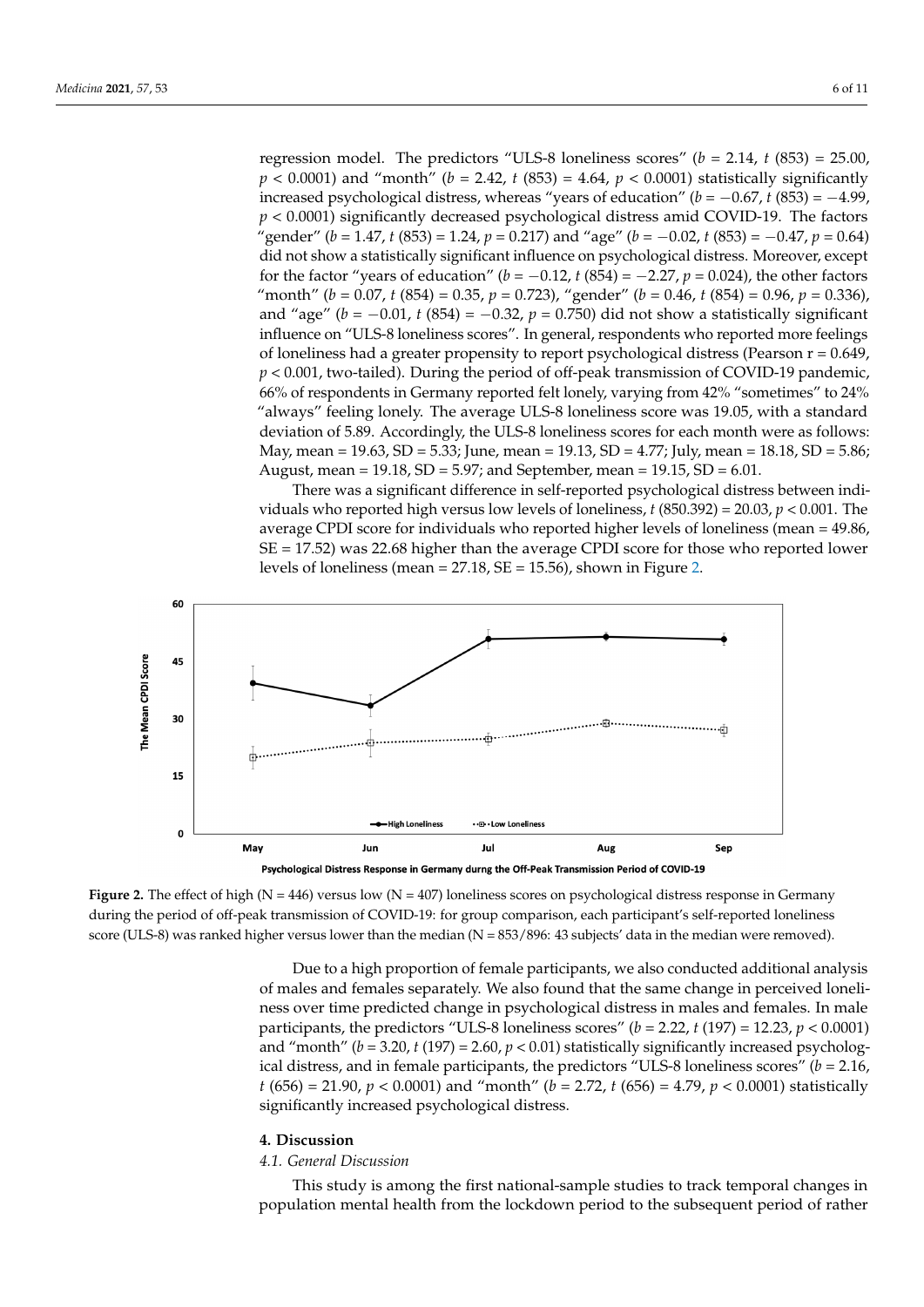regression model. The predictors "ULS-8 loneliness scores" ($b$ = 2.14, $t$ (853) = 25.00, $p < 0.0001$) and "month" ($b$ = 2.42, $t$ (853) = 4.64, $p < 0.0001$) statistically significantly increased psychological distress, whereas "years of education" ($b$ = −0.67, $t$ (853) = −4.99, $p < 0.0001$) significantly decreased psychological distress amid COVID-19. The factors "gender" ($b$ = 1.47, $t$ (853) = 1.24, $p$ = 0.217) and "age" ($b$ = −0.02, $t$ (853) = −0.47, $p$ = 0.64) did not show a statistically significant influence on psychological distress. Moreover, except for the factor "years of education" ($b$ = −0.12, $t$ (854) = −2.27, $p$ = 0.024), the other factors "month" ($b$ = 0.07, $t$ (854) = 0.35, $p$ = 0.723), "gender" ($b$ = 0.46, $t$ (854) = 0.96, $p$ = 0.336), and "age" ($b$ = −0.01, $t$ (854) = −0.32, $p$ = 0.750) did not show a statistically significant influence on "ULS-8 loneliness scores". In general, respondents who reported more feelings of loneliness had a greater propensity to report psychological distress (Pearson r = 0.649, $p < 0.001$, two-tailed). During the period of off-peak transmission of COVID-19 pandemic, 66% of respondents in Germany reported felt lonely, varying from 42% "sometimes" to 24% "always" feeling lonely. The average ULS-8 loneliness score was 19.05, with a standard deviation of 5.89. Accordingly, the ULS-8 loneliness scores for each month were as follows: May, mean = 19.63, SD = 5.33; June, mean = 19.13, SD = 4.77; July, mean = 18.18, SD = 5.86; August, mean = 19.18, SD = 5.97; and September, mean = 19.15, SD = 6.01.

There was a significant difference in self-reported psychological distress between individuals who reported high versus low levels of loneliness, $t$ (850.392) = 20.03, $p < 0.001$. The average CPDI score for individuals who reported higher levels of loneliness (mean = 49.86, SE = 17.52) was 22.68 higher than the average CPDI score for those who reported lower levels of loneliness (mean = 27.18, SE = 15.56), shown in Figure 2.

**Figure 2.** The effect of high (N = 446) versus low (N = 407) loneliness scores on psychological distress response in Germany during the period of off-peak transmission of COVID-19: for group comparison, each participant's self-reported loneliness score (ULS-8) was ranked higher versus lower than the median (N = 853/896: 43 subjects' data in the median were removed).

Due to a high proportion of female participants, we also conducted additional analysis of males and females separately. We also found that the same change in perceived loneliness over time predicted change in psychological distress in males and females. In male participants, the predictors "ULS-8 loneliness scores" ($b$ = 2.22, $t$ (197) = 12.23, $p < 0.0001$) and "month" ($b$ = 3.20, $t$ (197) = 2.60, $p < 0.01$) statistically significantly increased psychological distress, and in female participants, the predictors "ULS-8 loneliness scores" ($b$ = 2.16, $t$ (656) = 21.90, $p < 0.0001$) and "month" ($b$ = 2.72, $t$ (656) = 4.79, $p < 0.0001$) statistically significantly increased psychological distress.

## 4. Discussion

### *4.1. General Discussion*

This study is among the first national-sample studies to track temporal changes in population mental health from the lockdown period to the subsequent period of rather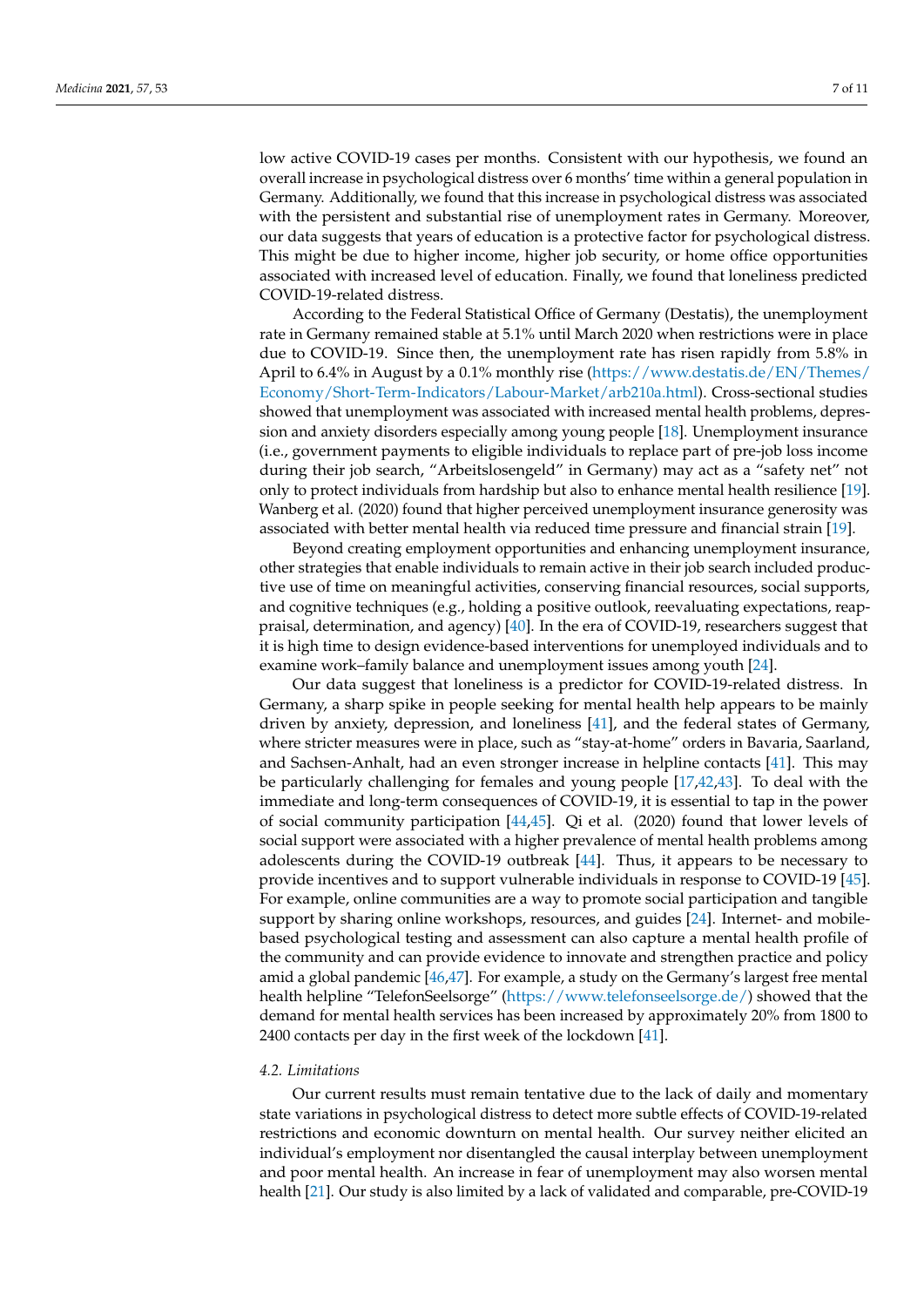low active COVID-19 cases per months. Consistent with our hypothesis, we found an overall increase in psychological distress over 6 months' time within a general population in Germany. Additionally, we found that this increase in psychological distress was associated with the persistent and substantial rise of unemployment rates in Germany. Moreover, our data suggests that years of education is a protective factor for psychological distress. This might be due to higher income, higher job security, or home office opportunities associated with increased level of education. Finally, we found that loneliness predicted COVID-19-related distress.

According to the Federal Statistical Office of Germany (Destatis), the unemployment rate in Germany remained stable at 5.1% until March 2020 when restrictions were in place due to COVID-19. Since then, the unemployment rate has risen rapidly from 5.8% in April to 6.4% in August by a 0.1% monthly rise (https://www.destatis.de/EN/Themes/Economy/Short-Term-Indicators/Labour-Market/arb210a.html). Cross-sectional studies showed that unemployment was associated with increased mental health problems, depression and anxiety disorders especially among young people [18]. Unemployment insurance (i.e., government payments to eligible individuals to replace part of pre-job loss income during their job search, "Arbeitslosengeld" in Germany) may act as a "safety net" not only to protect individuals from hardship but also to enhance mental health resilience [19]. Wanberg et al. (2020) found that higher perceived unemployment insurance generosity was associated with better mental health via reduced time pressure and financial strain [19].

Beyond creating employment opportunities and enhancing unemployment insurance, other strategies that enable individuals to remain active in their job search included productive use of time on meaningful activities, conserving financial resources, social supports, and cognitive techniques (e.g., holding a positive outlook, reevaluating expectations, reappraisal, determination, and agency) [40]. In the era of COVID-19, researchers suggest that it is high time to design evidence-based interventions for unemployed individuals and to examine work–family balance and unemployment issues among youth [24].

Our data suggest that loneliness is a predictor for COVID-19-related distress. In Germany, a sharp spike in people seeking for mental health help appears to be mainly driven by anxiety, depression, and loneliness [41], and the federal states of Germany, where stricter measures were in place, such as "stay-at-home" orders in Bavaria, Saarland, and Sachsen-Anhalt, had an even stronger increase in helpline contacts [41]. This may be particularly challenging for females and young people [17,42,43]. To deal with the immediate and long-term consequences of COVID-19, it is essential to tap in the power of social community participation [44,45]. Qi et al. (2020) found that lower levels of social support were associated with a higher prevalence of mental health problems among adolescents during the COVID-19 outbreak [44]. Thus, it appears to be necessary to provide incentives and to support vulnerable individuals in response to COVID-19 [45]. For example, online communities are a way to promote social participation and tangible support by sharing online workshops, resources, and guides [24]. Internet- and mobile-based psychological testing and assessment can also capture a mental health profile of the community and can provide evidence to innovate and strengthen practice and policy amid a global pandemic [46,47]. For example, a study on the Germany's largest free mental health helpline "TelefonSeelsorge" (https://www.telefonseelsorge.de/) showed that the demand for mental health services has been increased by approximately 20% from 1800 to 2400 contacts per day in the first week of the lockdown [41].

### *4.2. Limitations*

Our current results must remain tentative due to the lack of daily and momentary state variations in psychological distress to detect more subtle effects of COVID-19-related restrictions and economic downturn on mental health. Our survey neither elicited an individual's employment nor disentangled the causal interplay between unemployment and poor mental health. An increase in fear of unemployment may also worsen mental health [21]. Our study is also limited by a lack of validated and comparable, pre-COVID-19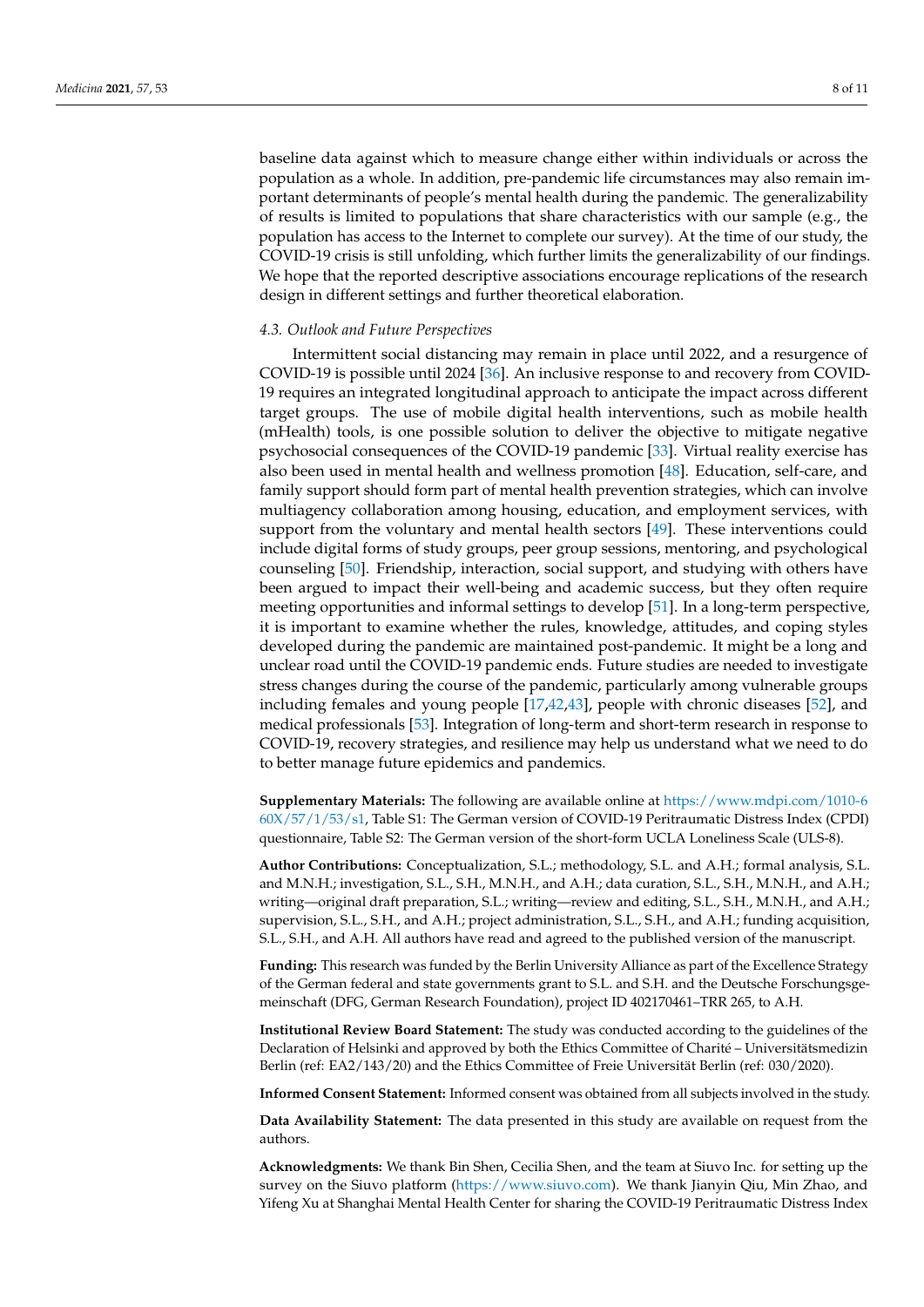baseline data against which to measure change either within individuals or across the population as a whole. In addition, pre-pandemic life circumstances may also remain important determinants of people's mental health during the pandemic. The generalizability of results is limited to populations that share characteristics with our sample (e.g., the population has access to the Internet to complete our survey). At the time of our study, the COVID-19 crisis is still unfolding, which further limits the generalizability of our findings. We hope that the reported descriptive associations encourage replications of the research design in different settings and further theoretical elaboration.

### *4.3. Outlook and Future Perspectives*

Intermittent social distancing may remain in place until 2022, and a resurgence of COVID-19 is possible until 2024 [36]. An inclusive response to and recovery from COVID-19 requires an integrated longitudinal approach to anticipate the impact across different target groups. The use of mobile digital health interventions, such as mobile health (mHealth) tools, is one possible solution to deliver the objective to mitigate negative psychosocial consequences of the COVID-19 pandemic [33]. Virtual reality exercise has also been used in mental health and wellness promotion [48]. Education, self-care, and family support should form part of mental health prevention strategies, which can involve multiagency collaboration among housing, education, and employment services, with support from the voluntary and mental health sectors [49]. These interventions could include digital forms of study groups, peer group sessions, mentoring, and psychological counseling [50]. Friendship, interaction, social support, and studying with others have been argued to impact their well-being and academic success, but they often require meeting opportunities and informal settings to develop [51]. In a long-term perspective, it is important to examine whether the rules, knowledge, attitudes, and coping styles developed during the pandemic are maintained post-pandemic. It might be a long and unclear road until the COVID-19 pandemic ends. Future studies are needed to investigate stress changes during the course of the pandemic, particularly among vulnerable groups including females and young people [17,42,43], people with chronic diseases [52], and medical professionals [53]. Integration of long-term and short-term research in response to COVID-19, recovery strategies, and resilience may help us understand what we need to do to better manage future epidemics and pandemics.

**Supplementary Materials:** The following are available online at https://www.mdpi.com/1010-660X/57/1/53/s1, Table S1: The German version of COVID-19 Peritraumatic Distress Index (CPDI) questionnaire, Table S2: The German version of the short-form UCLA Loneliness Scale (ULS-8).

**Author Contributions:** Conceptualization, S.L.; methodology, S.L. and A.H.; formal analysis, S.L. and M.N.H.; investigation, S.L., S.H., M.N.H., and A.H.; data curation, S.L., S.H., M.N.H., and A.H.; writing—original draft preparation, S.L.; writing—review and editing, S.L., S.H., M.N.H., and A.H.; supervision, S.L., S.H., and A.H.; project administration, S.L., S.H., and A.H.; funding acquisition, S.L., S.H., and A.H. All authors have read and agreed to the published version of the manuscript.

**Funding:** This research was funded by the Berlin University Alliance as part of the Excellence Strategy of the German federal and state governments grant to S.L. and S.H. and the Deutsche Forschungsgemeinschaft (DFG, German Research Foundation), project ID 402170461–TRR 265, to A.H.

**Institutional Review Board Statement:** The study was conducted according to the guidelines of the Declaration of Helsinki and approved by both the Ethics Committee of Charité – Universitätsmedizin Berlin (ref: EA2/143/20) and the Ethics Committee of Freie Universität Berlin (ref: 030/2020).

**Informed Consent Statement:** Informed consent was obtained from all subjects involved in the study.

**Data Availability Statement:** The data presented in this study are available on request from the authors.

**Acknowledgments:** We thank Bin Shen, Cecilia Shen, and the team at Siuvo Inc. for setting up the survey on the Siuvo platform (https://www.siuvo.com). We thank Jianyin Qiu, Min Zhao, and Yifeng Xu at Shanghai Mental Health Center for sharing the COVID-19 Peritraumatic Distress Index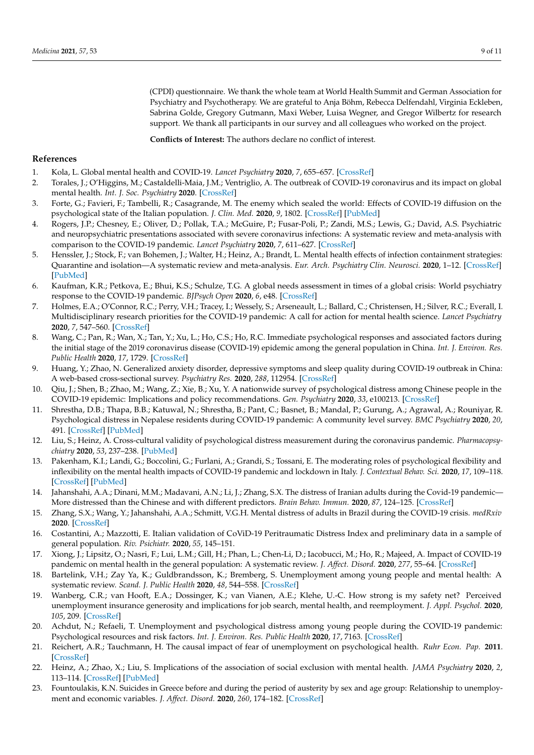(CPDI) questionnaire. We thank the whole team at World Health Summit and German Association for Psychiatry and Psychotherapy. We are grateful to Anja Böhm, Rebecca Delfendahl, Virginia Eckleben, Sabrina Golde, Gregory Gutmann, Maxi Weber, Luisa Wegner, and Gregor Wilbertz for research support. We thank all participants in our survey and all colleagues who worked on the project.

**Conflicts of Interest:** The authors declare no conflict of interest.

## References

1. Kola, L. Global mental health and COVID-19. *Lancet Psychiatry* **2020**, *7*, 655–657. [CrossRef]
2. Torales, J.; O'Higgins, M.; Castaldelli-Maia, J.M.; Ventriglio, A. The outbreak of COVID-19 coronavirus and its impact on global mental health. *Int. J. Soc. Psychiatry* **2020**. [CrossRef]
3. Forte, G.; Favieri, F.; Tambelli, R.; Casagrande, M. The enemy which sealed the world: Effects of COVID-19 diffusion on the psychological state of the Italian population. *J. Clin. Med.* **2020**, *9*, 1802. [CrossRef] [PubMed]
4. Rogers, J.P.; Chesney, E.; Oliver, D.; Pollak, T.A.; McGuire, P.; Fusar-Poli, P.; Zandi, M.S.; Lewis, G.; David, A.S. Psychiatric and neuropsychiatric presentations associated with severe coronavirus infections: A systematic review and meta-analysis with comparison to the COVID-19 pandemic. *Lancet Psychiatry* **2020**, *7*, 611–627. [CrossRef]
5. Henssler, J.; Stock, F.; van Bohemen, J.; Walter, H.; Heinz, A.; Brandt, L. Mental health effects of infection containment strategies: Quarantine and isolation—A systematic review and meta-analysis. *Eur. Arch. Psychiatry Clin. Neurosci.* **2020**, 1–12. [CrossRef] [PubMed]
6. Kaufman, K.R.; Petkova, E.; Bhui, K.S.; Schulze, T.G. A global needs assessment in times of a global crisis: World psychiatry response to the COVID-19 pandemic. *BJPsych Open* **2020**, *6*, e48. [CrossRef]
7. Holmes, E.A.; O'Connor, R.C.; Perry, V.H.; Tracey, I.; Wessely, S.; Arseneault, L.; Ballard, C.; Christensen, H.; Silver, R.C.; Everall, I. Multidisciplinary research priorities for the COVID-19 pandemic: A call for action for mental health science. *Lancet Psychiatry* **2020**, *7*, 547–560. [CrossRef]
8. Wang, C.; Pan, R.; Wan, X.; Tan, Y.; Xu, L.; Ho, C.S.; Ho, R.C. Immediate psychological responses and associated factors during the initial stage of the 2019 coronavirus disease (COVID-19) epidemic among the general population in China. *Int. J. Environ. Res. Public Health* **2020**, *17*, 1729. [CrossRef]
9. Huang, Y.; Zhao, N. Generalized anxiety disorder, depressive symptoms and sleep quality during COVID-19 outbreak in China: A web-based cross-sectional survey. *Psychiatry Res.* **2020**, *288*, 112954. [CrossRef]
10. Qiu, J.; Shen, B.; Zhao, M.; Wang, Z.; Xie, B.; Xu, Y. A nationwide survey of psychological distress among Chinese people in the COVID-19 epidemic: Implications and policy recommendations. *Gen. Psychiatry* **2020**, *33*, e100213. [CrossRef]
11. Shrestha, D.B.; Thapa, B.B.; Katuwal, N.; Shrestha, B.; Pant, C.; Basnet, B.; Mandal, P.; Gurung, A.; Agrawal, A.; Rouniyar, R. Psychological distress in Nepalese residents during COVID-19 pandemic: A community level survey. *BMC Psychiatry* **2020**, *20*, 491. [CrossRef] [PubMed]
12. Liu, S.; Heinz, A. Cross-cultural validity of psychological distress measurement during the coronavirus pandemic. *Pharmacopsychiatry* **2020**, *53*, 237–238. [PubMed]
13. Pakenham, K.I.; Landi, G.; Boccolini, G.; Furlani, A.; Grandi, S.; Tossani, E. The moderating roles of psychological flexibility and inflexibility on the mental health impacts of COVID-19 pandemic and lockdown in Italy. *J. Contextual Behav. Sci.* **2020**, *17*, 109–118. [CrossRef] [PubMed]
14. Jahanshahi, A.A.; Dinani, M.M.; Madavani, A.N.; Li, J.; Zhang, S.X. The distress of Iranian adults during the Covid-19 pandemic—More distressed than the Chinese and with different predictors. *Brain Behav. Immun.* **2020**, *87*, 124–125. [CrossRef]
15. Zhang, S.X.; Wang, Y.; Jahanshahi, A.A.; Schmitt, V.G.H. Mental distress of adults in Brazil during the COVID-19 crisis. *medRxiv* **2020**. [CrossRef]
16. Costantini, A.; Mazzotti, E. Italian validation of CoViD-19 Peritraumatic Distress Index and preliminary data in a sample of general population. *Riv. Psichiatr.* **2020**, *55*, 145–151.
17. Xiong, J.; Lipsitz, O.; Nasri, F.; Lui, L.M.; Gill, H.; Phan, L.; Chen-Li, D.; Iacobucci, M.; Ho, R.; Majeed, A. Impact of COVID-19 pandemic on mental health in the general population: A systematic review. *J. Affect. Disord.* **2020**, *277*, 55–64. [CrossRef]
18. Bartelink, V.H.; Zay Ya, K.; Guldbrandsson, K.; Bremberg, S. Unemployment among young people and mental health: A systematic review. *Scand. J. Public Health* **2020**, *48*, 544–558. [CrossRef]
19. Wanberg, C.R.; van Hooft, E.A.; Dossinger, K.; van Vianen, A.E.; Klehe, U.-C. How strong is my safety net? Perceived unemployment insurance generosity and implications for job search, mental health, and reemployment. *J. Appl. Psychol.* **2020**, *105*, 209. [CrossRef]
20. Achdut, N.; Refaeli, T. Unemployment and psychological distress among young people during the COVID-19 pandemic: Psychological resources and risk factors. *Int. J. Environ. Res. Public Health* **2020**, *17*, 7163. [CrossRef]
21. Reichert, A.R.; Tauchmann, H. The causal impact of fear of unemployment on psychological health. *Ruhr Econ. Pap.* **2011**. [CrossRef]
22. Heinz, A.; Zhao, X.; Liu, S. Implications of the association of social exclusion with mental health. *JAMA Psychiatry* **2020**, *2*, 113–114. [CrossRef] [PubMed]
23. Fountoulakis, K.N. Suicides in Greece before and during the period of austerity by sex and age group: Relationship to unemployment and economic variables. *J. Affect. Disord.* **2020**, *260*, 174–182. [CrossRef]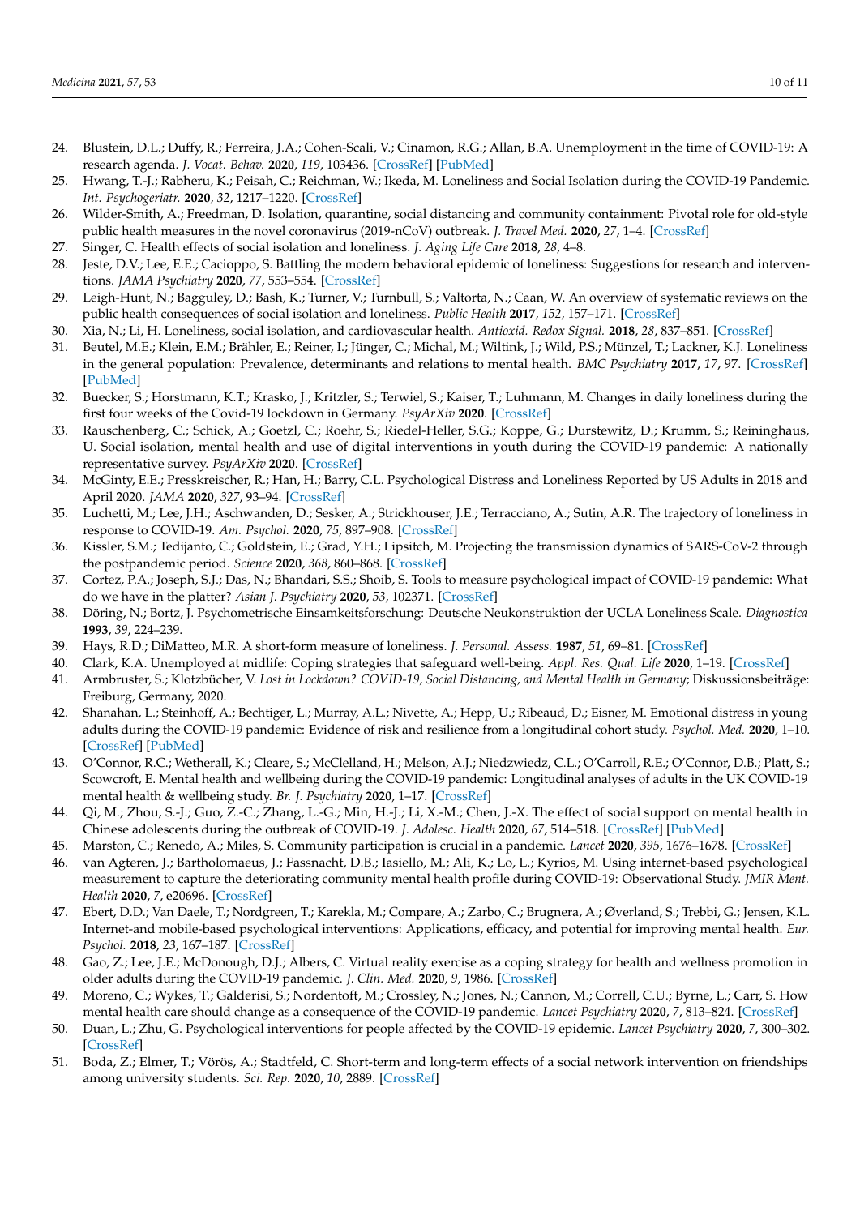24. Blustein, D.L.; Duffy, R.; Ferreira, J.A.; Cohen-Scali, V.; Cinamon, R.G.; Allan, B.A. Unemployment in the time of COVID-19: A research agenda. *J. Vocat. Behav.* **2020**, *119*, 103436. [CrossRef] [PubMed]
25. Hwang, T.-J.; Rabheru, K.; Peisah, C.; Reichman, W.; Ikeda, M. Loneliness and Social Isolation during the COVID-19 Pandemic. *Int. Psychogeriatr.* **2020**, *32*, 1217–1220. [CrossRef]
26. Wilder-Smith, A.; Freedman, D. Isolation, quarantine, social distancing and community containment: Pivotal role for old-style public health measures in the novel coronavirus (2019-nCoV) outbreak. *J. Travel Med.* **2020**, *27*, 1–4. [CrossRef]
27. Singer, C. Health effects of social isolation and loneliness. *J. Aging Life Care* **2018**, *28*, 4–8.
28. Jeste, D.V.; Lee, E.E.; Cacioppo, S. Battling the modern behavioral epidemic of loneliness: Suggestions for research and interventions. *JAMA Psychiatry* **2020**, *77*, 553–554. [CrossRef]
29. Leigh-Hunt, N.; Bagguley, D.; Bash, K.; Turner, V.; Turnbull, S.; Valtorta, N.; Caan, W. An overview of systematic reviews on the public health consequences of social isolation and loneliness. *Public Health* **2017**, *152*, 157–171. [CrossRef]
30. Xia, N.; Li, H. Loneliness, social isolation, and cardiovascular health. *Antioxid. Redox Signal.* **2018**, *28*, 837–851. [CrossRef]
31. Beutel, M.E.; Klein, E.M.; Brähler, E.; Reiner, I.; Jünger, C.; Michal, M.; Wiltink, J.; Wild, P.S.; Münzel, T.; Lackner, K.J. Loneliness in the general population: Prevalence, determinants and relations to mental health. *BMC Psychiatry* **2017**, *17*, 97. [CrossRef] [PubMed]
32. Buecker, S.; Horstmann, K.T.; Krasko, J.; Kritzler, S.; Terwiel, S.; Kaiser, T.; Luhmann, M. Changes in daily loneliness during the first four weeks of the Covid-19 lockdown in Germany. *PsyArXiv* **2020**. [CrossRef]
33. Rauschenberg, C.; Schick, A.; Goetzl, C.; Roehr, S.; Riedel-Heller, S.G.; Koppe, G.; Durstewitz, D.; Krumm, S.; Reininghaus, U. Social isolation, mental health and use of digital interventions in youth during the COVID-19 pandemic: A nationally representative survey. *PsyArXiv* **2020**. [CrossRef]
34. McGinty, E.E.; Presskreischer, R.; Han, H.; Barry, C.L. Psychological Distress and Loneliness Reported by US Adults in 2018 and April 2020. *JAMA* **2020**, *327*, 93–94. [CrossRef]
35. Luchetti, M.; Lee, J.H.; Aschwanden, D.; Sesker, A.; Strickhouser, J.E.; Terracciano, A.; Sutin, A.R. The trajectory of loneliness in response to COVID-19. *Am. Psychol.* **2020**, *75*, 897–908. [CrossRef]
36. Kissler, S.M.; Tedijanto, C.; Goldstein, E.; Grad, Y.H.; Lipsitch, M. Projecting the transmission dynamics of SARS-CoV-2 through the postpandemic period. *Science* **2020**, *368*, 860–868. [CrossRef]
37. Cortez, P.A.; Joseph, S.J.; Das, N.; Bhandari, S.S.; Shoib, S. Tools to measure psychological impact of COVID-19 pandemic: What do we have in the platter? *Asian J. Psychiatry* **2020**, *53*, 102371. [CrossRef]
38. Döring, N.; Bortz, J. Psychometrische Einsamkeitsforschung: Deutsche Neukonstruktion der UCLA Loneliness Scale. *Diagnostica* **1993**, *39*, 224–239.
39. Hays, R.D.; DiMatteo, M.R. A short-form measure of loneliness. *J. Personal. Assess.* **1987**, *51*, 69–81. [CrossRef]
40. Clark, K.A. Unemployed at midlife: Coping strategies that safeguard well-being. *Appl. Res. Qual. Life* **2020**, 1–19. [CrossRef]
41. Armbruster, S.; Klotzbücher, V. *Lost in Lockdown? COVID-19, Social Distancing, and Mental Health in Germany*; Diskussionsbeiträge: Freiburg, Germany, 2020.
42. Shanahan, L.; Steinhoff, A.; Bechtiger, L.; Murray, A.L.; Nivette, A.; Hepp, U.; Ribeaud, D.; Eisner, M. Emotional distress in young adults during the COVID-19 pandemic: Evidence of risk and resilience from a longitudinal cohort study. *Psychol. Med.* **2020**, 1–10. [CrossRef] [PubMed]
43. O'Connor, R.C.; Wetherall, K.; Cleare, S.; McClelland, H.; Melson, A.J.; Niedzwiedz, C.L.; O'Carroll, R.E.; O'Connor, D.B.; Platt, S.; Scowcroft, E. Mental health and wellbeing during the COVID-19 pandemic: Longitudinal analyses of adults in the UK COVID-19 mental health & wellbeing study. *Br. J. Psychiatry* **2020**, 1–17. [CrossRef]
44. Qi, M.; Zhou, S.-J.; Guo, Z.-C.; Zhang, L.-G.; Min, H.-J.; Li, X.-M.; Chen, J.-X. The effect of social support on mental health in Chinese adolescents during the outbreak of COVID-19. *J. Adolesc. Health* **2020**, *67*, 514–518. [CrossRef] [PubMed]
45. Marston, C.; Renedo, A.; Miles, S. Community participation is crucial in a pandemic. *Lancet* **2020**, *395*, 1676–1678. [CrossRef]
46. van Agteren, J.; Bartholomaeus, J.; Fassnacht, D.B.; Iasiello, M.; Ali, K.; Lo, L.; Kyrios, M. Using internet-based psychological measurement to capture the deteriorating community mental health profile during COVID-19: Observational Study. *JMIR Ment. Health* **2020**, *7*, e20696. [CrossRef]
47. Ebert, D.D.; Van Daele, T.; Nordgreen, T.; Karekla, M.; Compare, A.; Zarbo, C.; Brugnera, A.; Øverland, S.; Trebbi, G.; Jensen, K.L. Internet-and mobile-based psychological interventions: Applications, efficacy, and potential for improving mental health. *Eur. Psychol.* **2018**, *23*, 167–187. [CrossRef]
48. Gao, Z.; Lee, J.E.; McDonough, D.J.; Albers, C. Virtual reality exercise as a coping strategy for health and wellness promotion in older adults during the COVID-19 pandemic. *J. Clin. Med.* **2020**, *9*, 1986. [CrossRef]
49. Moreno, C.; Wykes, T.; Galderisi, S.; Nordentoft, M.; Crossley, N.; Jones, N.; Cannon, M.; Correll, C.U.; Byrne, L.; Carr, S. How mental health care should change as a consequence of the COVID-19 pandemic. *Lancet Psychiatry* **2020**, *7*, 813–824. [CrossRef]
50. Duan, L.; Zhu, G. Psychological interventions for people affected by the COVID-19 epidemic. *Lancet Psychiatry* **2020**, *7*, 300–302. [CrossRef]
51. Boda, Z.; Elmer, T.; Vörös, A.; Stadtfeld, C. Short-term and long-term effects of a social network intervention on friendships among university students. *Sci. Rep.* **2020**, *10*, 2889. [CrossRef]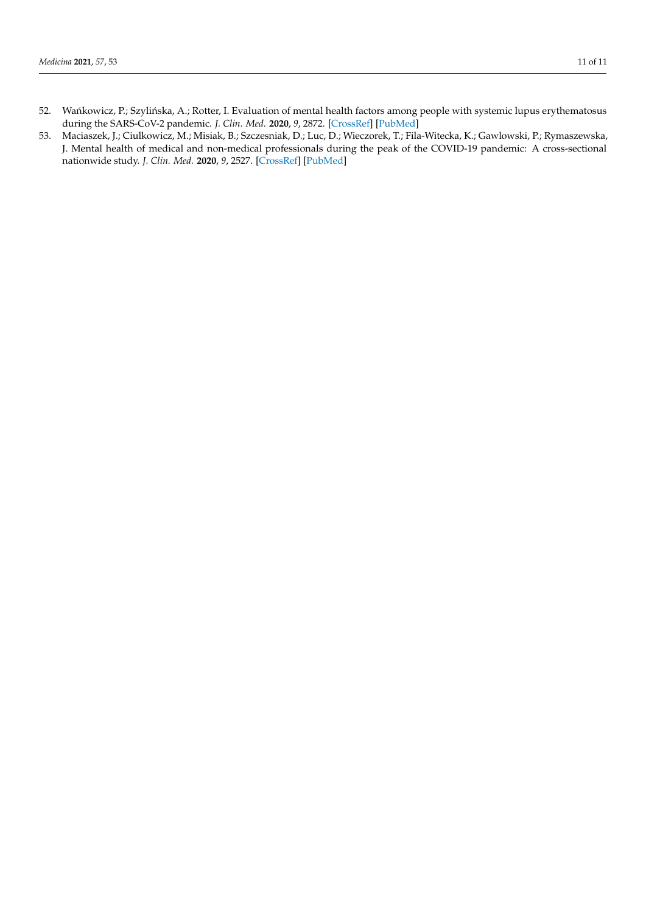52. Wańkowicz, P.; Szylińska, A.; Rotter, I. Evaluation of mental health factors among people with systemic lupus erythematosus during the SARS-CoV-2 pandemic. *J. Clin. Med.* **2020**, *9*, 2872. [CrossRef] [PubMed]
53. Maciaszek, J.; Ciulkowicz, M.; Misiak, B.; Szczesniak, D.; Luc, D.; Wieczorek, T.; Fila-Witecka, K.; Gawlowski, P.; Rymaszewska, J. Mental health of medical and non-medical professionals during the peak of the COVID-19 pandemic: A cross-sectional nationwide study. *J. Clin. Med.* **2020**, *9*, 2527. [CrossRef] [PubMed]